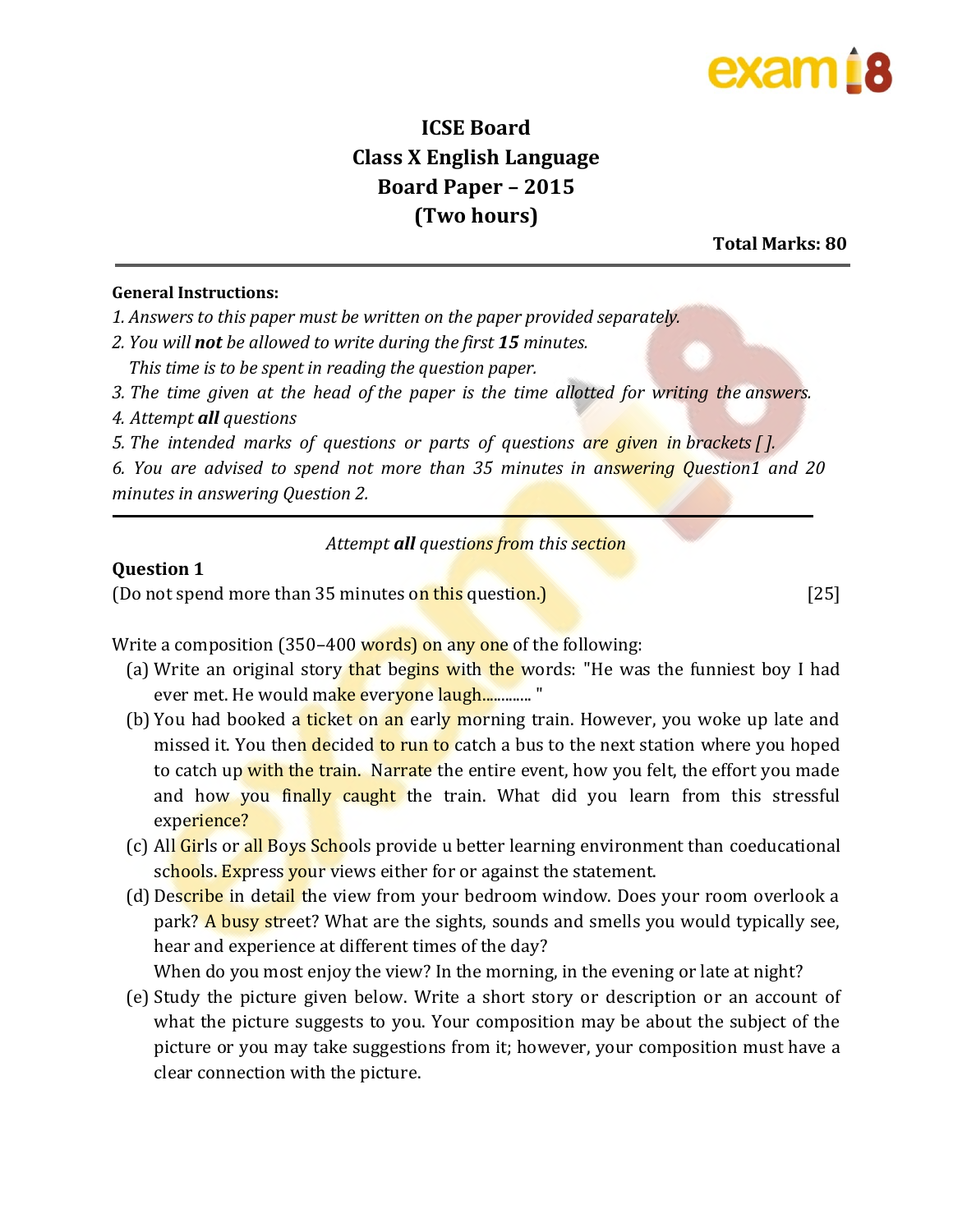# ICSE Board
# Class X English Language
# Board Paper – 2015
# (Two hours)

**Total Marks: 80**

---

**General Instructions:**

*1. Answers to this paper must be written on the paper provided separately.*
*2. You will **not** be allowed to write during the first **15** minutes.*
*This time is to be spent in reading the question paper.*
*3. The time given at the head of the paper is the time allotted for writing the answers.*
*4. Attempt **all** questions*
*5. The intended marks of questions or parts of questions are given in brackets [ ].*
*6. You are advised to spend not more than 35 minutes in answering Question1 and 20 minutes in answering Question 2.*

---

*Attempt **all** questions from this section*

**Question 1**

(Do not spend more than 35 minutes on this question.) [25]

Write a composition (350–400 words) on any one of the following:

(a) Write an original story that begins with the words: "He was the funniest boy I had ever met. He would make everyone laugh............ "

(b) You had booked a ticket on an early morning train. However, you woke up late and missed it. You then decided to run to catch a bus to the next station where you hoped to catch up with the train. Narrate the entire event, how you felt, the effort you made and how you finally caught the train. What did you learn from this stressful experience?

(c) All Girls or all Boys Schools provide u better learning environment than coeducational schools. Express your views either for or against the statement.

(d) Describe in detail the view from your bedroom window. Does your room overlook a park? A busy street? What are the sights, sounds and smells you would typically see, hear and experience at different times of the day?
When do you most enjoy the view? In the morning, in the evening or late at night?

(e) Study the picture given below. Write a short story or description or an account of what the picture suggests to you. Your composition may be about the subject of the picture or you may take suggestions from it; however, your composition must have a clear connection with the picture.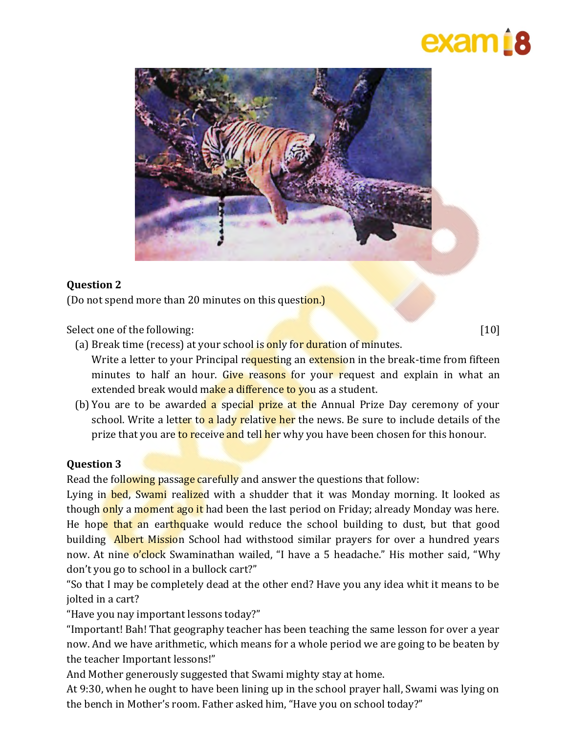## Question 2

(Do not spend more than 20 minutes on this question.)

Select one of the following: [10]

(a) Break time (recess) at your school is only for duration of minutes.
Write a letter to your Principal requesting an extension in the break-time from fifteen minutes to half an hour. Give reasons for your request and explain in what an extended break would make a difference to you as a student.

(b) You are to be awarded a special prize at the Annual Prize Day ceremony of your school. Write a letter to a lady relative her the news. Be sure to include details of the prize that you are to receive and tell her why you have been chosen for this honour.

## Question 3

Read the following passage carefully and answer the questions that follow:

Lying in bed, Swami realized with a shudder that it was Monday morning. It looked as though only a moment ago it had been the last period on Friday; already Monday was here. He hope that an earthquake would reduce the school building to dust, but that good building Albert Mission School had withstood similar prayers for over a hundred years now. At nine o'clock Swaminathan wailed, "I have a 5 headache." His mother said, "Why don't you go to school in a bullock cart?"

"So that I may be completely dead at the other end? Have you any idea whit it means to be jolted in a cart?

"Have you nay important lessons today?"

"Important! Bah! That geography teacher has been teaching the same lesson for over a year now. And we have arithmetic, which means for a whole period we are going to be beaten by the teacher Important lessons!"

And Mother generously suggested that Swami mighty stay at home.

At 9:30, when he ought to have been lining up in the school prayer hall, Swami was lying on the bench in Mother's room. Father asked him, "Have you on school today?"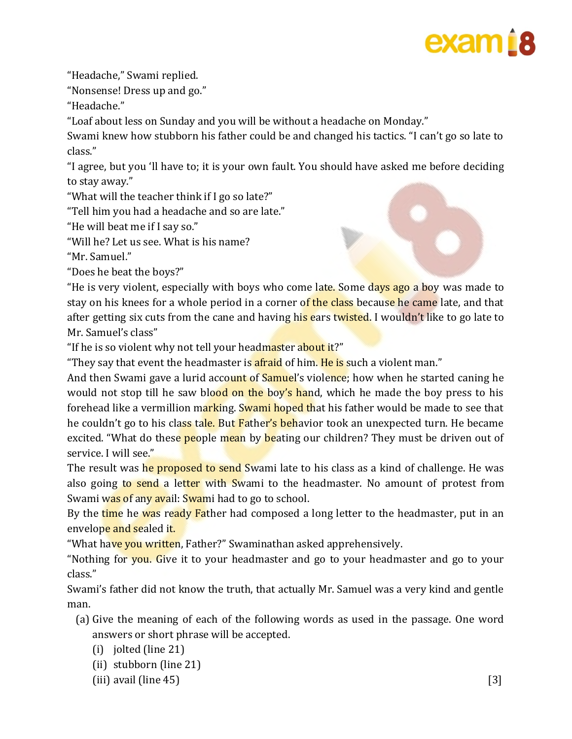"Headache," Swami replied.

"Nonsense! Dress up and go."

"Headache."

"Loaf about less on Sunday and you will be without a headache on Monday."

Swami knew how stubborn his father could be and changed his tactics. "I can't go so late to class."

"I agree, but you 'll have to; it is your own fault. You should have asked me before deciding to stay away."

"What will the teacher think if I go so late?"

"Tell him you had a headache and so are late."

"He will beat me if I say so."

"Will he? Let us see. What is his name?

"Mr. Samuel."

"Does he beat the boys?"

"He is very violent, especially with boys who come late. Some days ago a boy was made to stay on his knees for a whole period in a corner of the class because he came late, and that after getting six cuts from the cane and having his ears twisted. I wouldn't like to go late to Mr. Samuel's class"

"If he is so violent why not tell your headmaster about it?"

"They say that event the headmaster is afraid of him. He is such a violent man."

And then Swami gave a lurid account of Samuel's violence; how when he started caning he would not stop till he saw blood on the boy's hand, which he made the boy press to his forehead like a vermillion marking. Swami hoped that his father would be made to see that he couldn't go to his class tale. But Father's behavior took an unexpected turn. He became excited. "What do these people mean by beating our children? They must be driven out of service. I will see."

The result was he proposed to send Swami late to his class as a kind of challenge. He was also going to send a letter with Swami to the headmaster. No amount of protest from Swami was of any avail: Swami had to go to school.

By the time he was ready Father had composed a long letter to the headmaster, put in an envelope and sealed it.

"What have you written, Father?" Swaminathan asked apprehensively.

"Nothing for you. Give it to your headmaster and go to your headmaster and go to your class."

Swami's father did not know the truth, that actually Mr. Samuel was a very kind and gentle man.

(a) Give the meaning of each of the following words as used in the passage. One word answers or short phrase will be accepted.

(i) jolted (line 21)

(ii) stubborn (line 21)

(iii) avail (line 45) [3]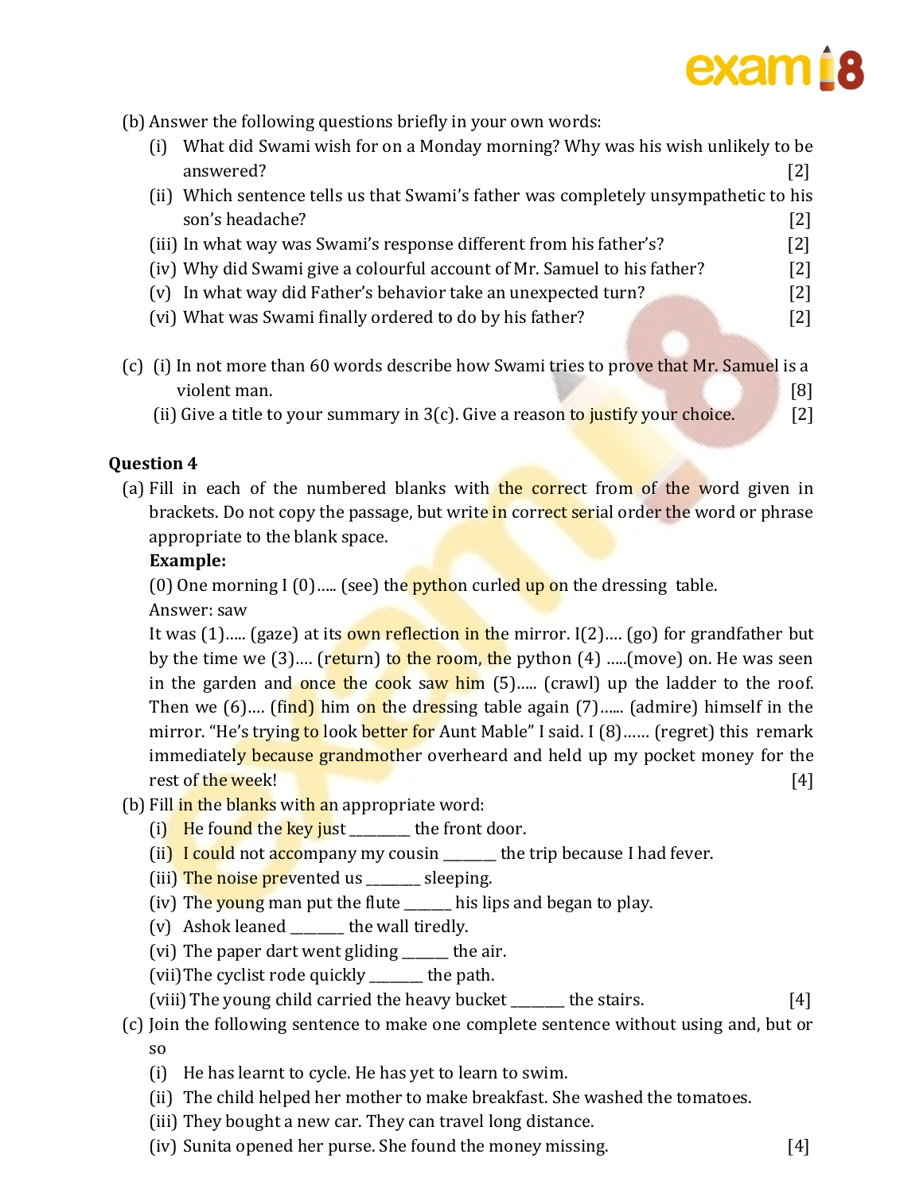(b) Answer the following questions briefly in your own words:

(i) What did Swami wish for on a Monday morning? Why was his wish unlikely to be answered? [2]

(ii) Which sentence tells us that Swami's father was completely unsympathetic to his son's headache? [2]

(iii) In what way was Swami's response different from his father's? [2]

(iv) Why did Swami give a colourful account of Mr. Samuel to his father? [2]

(v) In what way did Father's behavior take an unexpected turn? [2]

(vi) What was Swami finally ordered to do by his father? [2]

(c) (i) In not more than 60 words describe how Swami tries to prove that Mr. Samuel is a violent man. [8]

(ii) Give a title to your summary in 3(c). Give a reason to justify your choice. [2]

**Question 4**

(a) Fill in each of the numbered blanks with the correct from of the word given in brackets. Do not copy the passage, but write in correct serial order the word or phrase appropriate to the blank space.

**Example:**

(0) One morning I (0)..... (see) the python curled up on the dressing table.

Answer: saw

It was (1)..... (gaze) at its own reflection in the mirror. I(2).... (go) for grandfather but by the time we (3).... (return) to the room, the python (4) .....(move) on. He was seen in the garden and once the cook saw him (5)..... (crawl) up the ladder to the roof. Then we (6).... (find) him on the dressing table again (7)...... (admire) himself in the mirror. "He's trying to look better for Aunt Mable" I said. I (8)...... (regret) this remark immediately because grandmother overheard and held up my pocket money for the rest of the week! [4]

(b) Fill in the blanks with an appropriate word:

(i) He found the key just ________ the front door.

(ii) I could not accompany my cousin _______ the trip because I had fever.

(iii) The noise prevented us _______ sleeping.

(iv) The young man put the flute ______ his lips and began to play.

(v) Ashok leaned _______ the wall tiredly.

(vi) The paper dart went gliding ______ the air.

(vii) The cyclist rode quickly _______ the path.

(viii) The young child carried the heavy bucket _______ the stairs. [4]

(c) Join the following sentence to make one complete sentence without using and, but or so

(i) He has learnt to cycle. He has yet to learn to swim.

(ii) The child helped her mother to make breakfast. She washed the tomatoes.

(iii) They bought a new car. They can travel long distance.

(iv) Sunita opened her purse. She found the money missing. [4]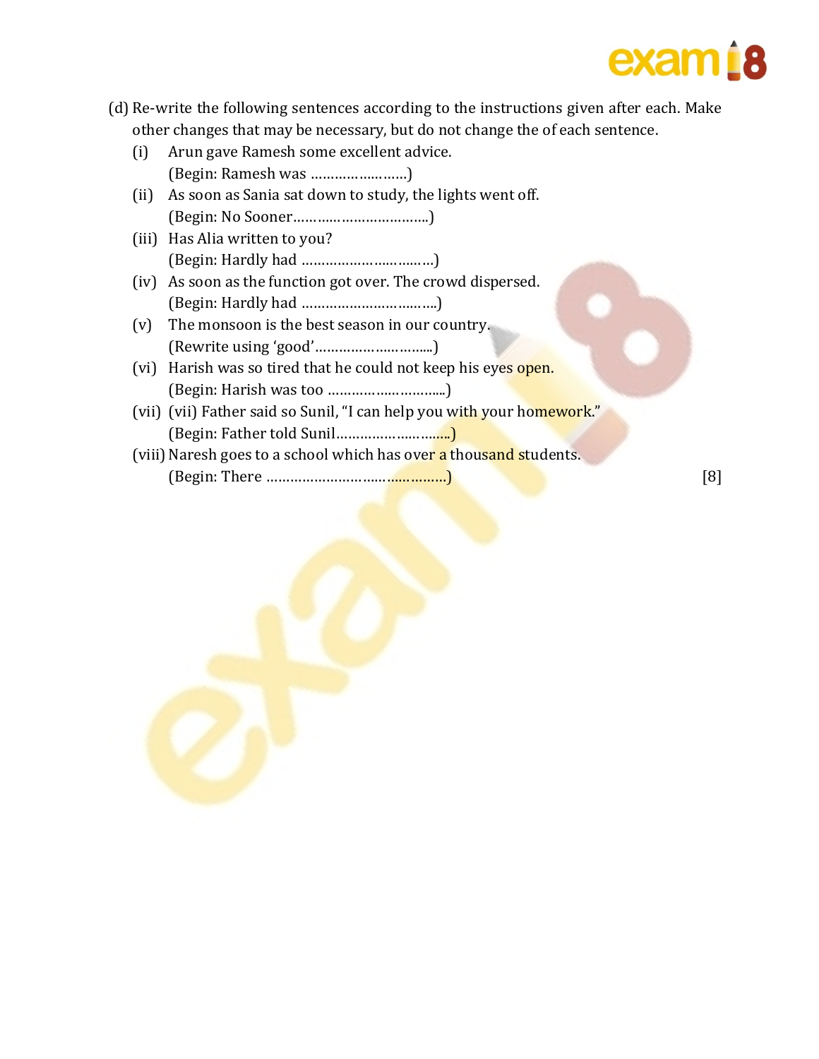(d) Re-write the following sentences according to the instructions given after each. Make other changes that may be necessary, but do not change the of each sentence.

(i) Arun gave Ramesh some excellent advice.
(Begin: Ramesh was ……………………)

(ii) As soon as Sania sat down to study, the lights went off.
(Begin: No Sooner……………………………)

(iii) Has Alia written to you?
(Begin: Hardly had ……………………………)

(iv) As soon as the function got over. The crowd dispersed.
(Begin: Hardly had ……………………………)

(v) The monsoon is the best season in our country.
(Rewrite using 'good'…………………………)

(vi) Harish was so tired that he could not keep his eyes open.
(Begin: Harish was too …………………………)

(vii) (vii) Father said so Sunil, "I can help you with your homework."
(Begin: Father told Sunil…………………………)

(viii) Naresh goes to a school which has over a thousand students.
(Begin: There ……………………………………) [8]